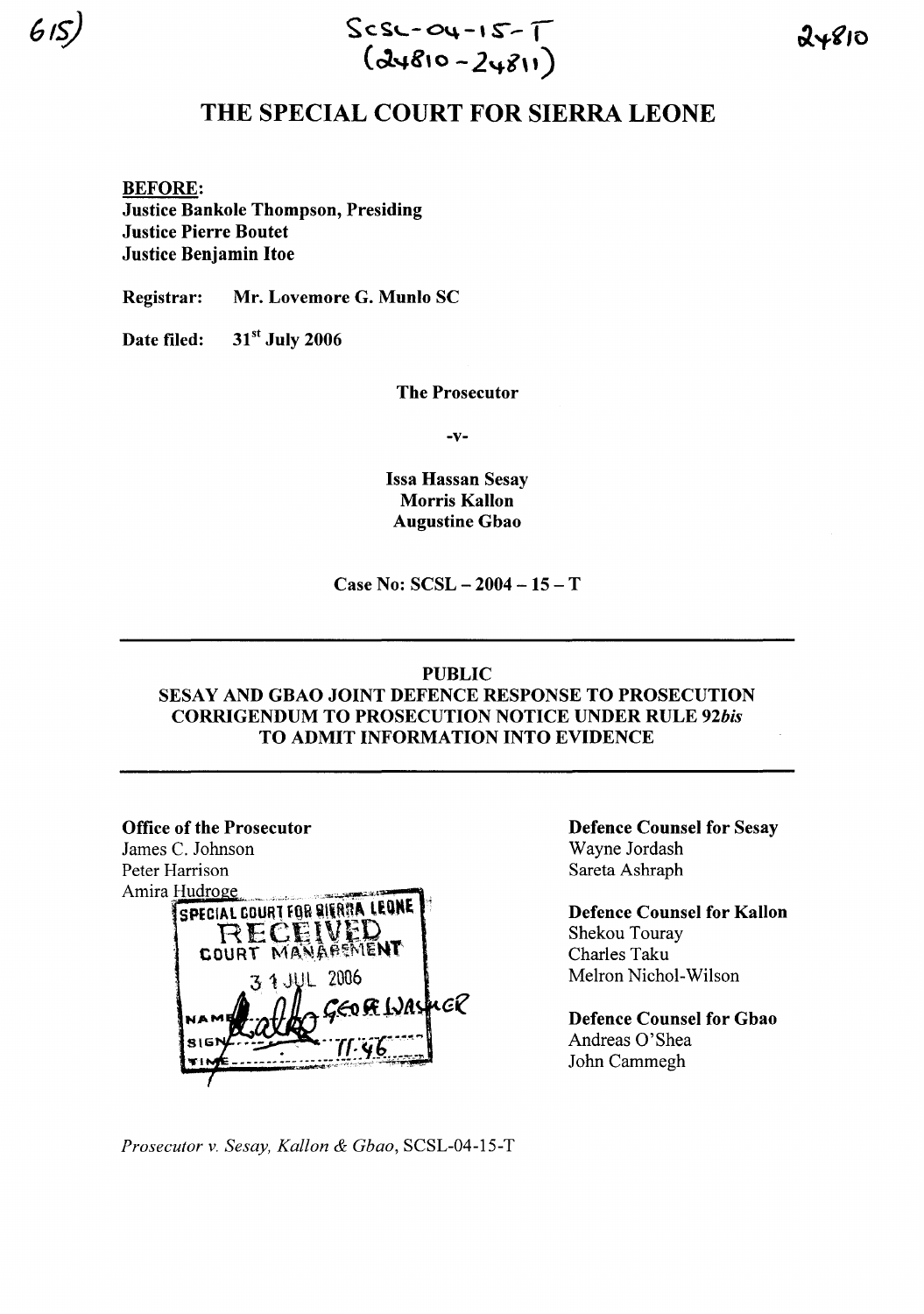615)

SCSL-04-15-T
(24810 - 24811)

24810

# THE SPECIAL COURT FOR SIERRA LEONE

**BEFORE:**
**Justice Bankole Thompson, Presiding**
**Justice Pierre Boutet**
**Justice Benjamin Itoe**

**Registrar:** **Mr. Lovemore G. Munlo SC**

**Date filed:** **31st July 2006**

**The Prosecutor**

**-v-**

**Issa Hassan Sesay**
**Morris Kallon**
**Augustine Gbao**

**Case No: SCSL – 2004 – 15 – T**

---

**PUBLIC**
**SESAY AND GBAO JOINT DEFENCE RESPONSE TO PROSECUTION CORRIGENDUM TO PROSECUTION NOTICE UNDER RULE 92*bis* TO ADMIT INFORMATION INTO EVIDENCE**

---

**Office of the Prosecutor**
James C. Johnson
Peter Harrison
Amira Hudroge

SPECIAL COURT FOR SIERRA LEONE
RECEIVED
COURT MANAGEMENT
31 JUL 2006
NAME GEORGE WALKER
SIGN
TIME 11:46

**Defence Counsel for Sesay**
Wayne Jordash
Sareta Ashraph

**Defence Counsel for Kallon**
Shekou Touray
Charles Taku
Melron Nichol-Wilson

**Defence Counsel for Gbao**
Andreas O'Shea
John Cammegh

*Prosecutor v. Sesay, Kallon & Gbao*, SCSL-04-15-T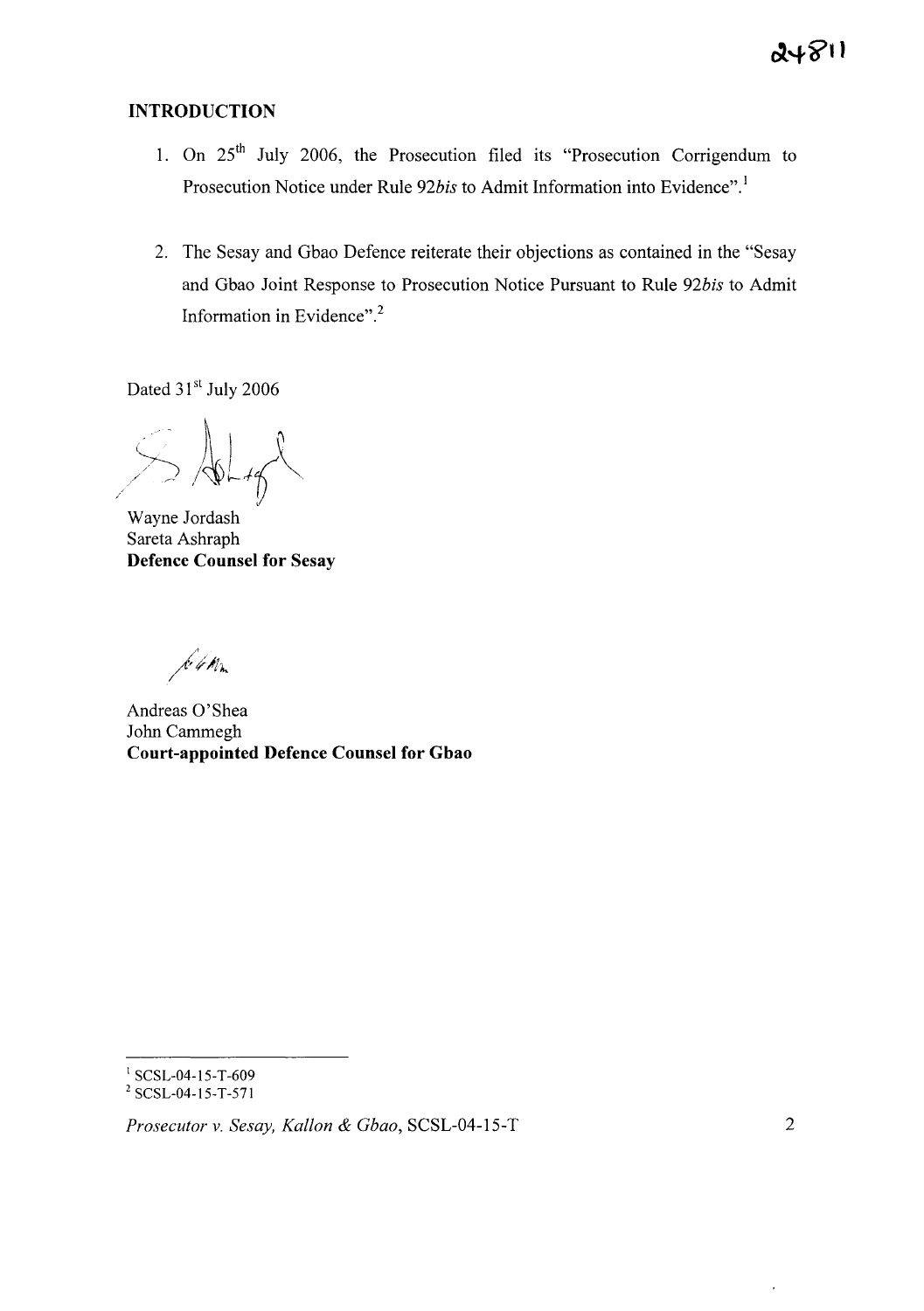## INTRODUCTION

1. On 25th July 2006, the Prosecution filed its "Prosecution Corrigendum to Prosecution Notice under Rule 92*bis* to Admit Information into Evidence".[1]

2. The Sesay and Gbao Defence reiterate their objections as contained in the "Sesay and Gbao Joint Response to Prosecution Notice Pursuant to Rule 92*bis* to Admit Information in Evidence".[2]

Dated 31st July 2006

Wayne Jordash
Sareta Ashraph
**Defence Counsel for Sesay**

Andreas O'Shea
John Cammegh
**Court-appointed Defence Counsel for Gbao**

[1] SCSL-04-15-T-609
[2] SCSL-04-15-T-571